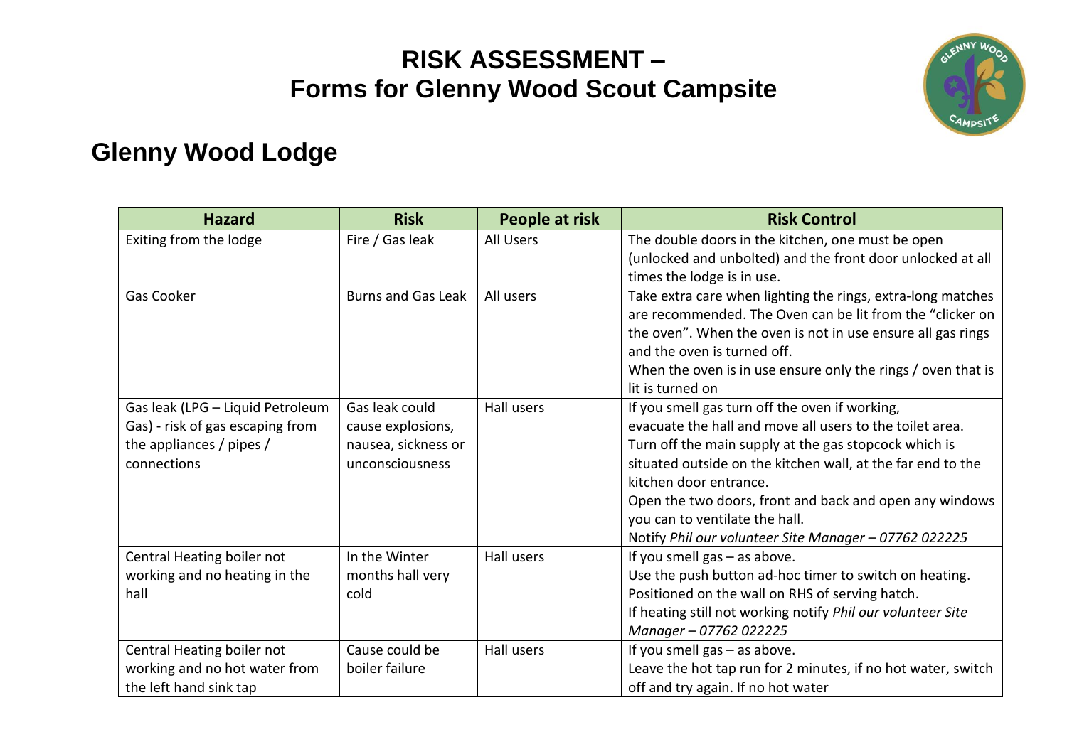# RISK ASSESSMENT – Forms for Glenny Wood Scout Campsite

## Glenny Wood Lodge

| Hazard | Risk | People at risk | Risk Control |
|---|---|---|---|
| Exiting from the lodge | Fire / Gas leak | All Users | The double doors in the kitchen, one must be open (unlocked and unbolted) and the front door unlocked at all times the lodge is in use. |
| Gas Cooker | Burns and Gas Leak | All users | Take extra care when lighting the rings, extra-long matches are recommended. The Oven can be lit from the "clicker on the oven". When the oven is not in use ensure all gas rings and the oven is turned off.<br>When the oven is in use ensure only the rings / oven that is lit is turned on |
| Gas leak (LPG – Liquid Petroleum Gas) - risk of gas escaping from the appliances / pipes / connections | Gas leak could cause explosions, nausea, sickness or unconsciousness | Hall users | If you smell gas turn off the oven if working, evacuate the hall and move all users to the toilet area. Turn off the main supply at the gas stopcock which is situated outside on the kitchen wall, at the far end to the kitchen door entrance.<br>Open the two doors, front and back and open any windows you can to ventilate the hall.<br>Notify *Phil our volunteer Site Manager – 07762 022225* |
| Central Heating boiler not working and no heating in the hall | In the Winter months hall very cold | Hall users | If you smell gas – as above.<br>Use the push button ad-hoc timer to switch on heating. Positioned on the wall on RHS of serving hatch.<br>If heating still not working notify *Phil our volunteer Site Manager – 07762 022225* |
| Central Heating boiler not working and no hot water from the left hand sink tap | Cause could be boiler failure | Hall users | If you smell gas – as above.<br>Leave the hot tap run for 2 minutes, if no hot water, switch off and try again. If no hot water |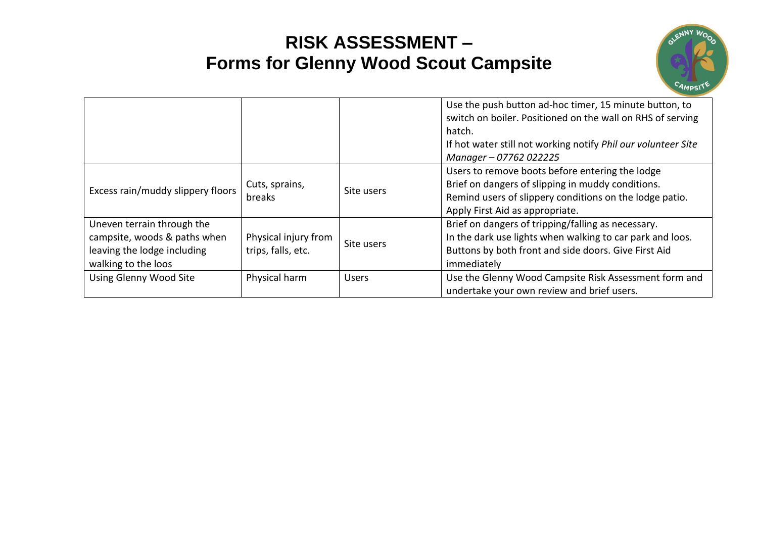# RISK ASSESSMENT –
# Forms for Glenny Wood Scout Campsite

| | | | |
|---|---|---|---|
| | | | Use the push button ad-hoc timer, 15 minute button, to switch on boiler. Positioned on the wall on RHS of serving hatch.<br>If hot water still not working notify *Phil our volunteer Site Manager – 07762 022225* |
| Excess rain/muddy slippery floors | Cuts, sprains, breaks | Site users | Users to remove boots before entering the lodge<br>Brief on dangers of slipping in muddy conditions.<br>Remind users of slippery conditions on the lodge patio.<br>Apply First Aid as appropriate. |
| Uneven terrain through the campsite, woods & paths when leaving the lodge including walking to the loos | Physical injury from trips, falls, etc. | Site users | Brief on dangers of tripping/falling as necessary.<br>In the dark use lights when walking to car park and loos. Buttons by both front and side doors. Give First Aid immediately |
| Using Glenny Wood Site | Physical harm | Users | Use the Glenny Wood Campsite Risk Assessment form and undertake your own review and brief users. |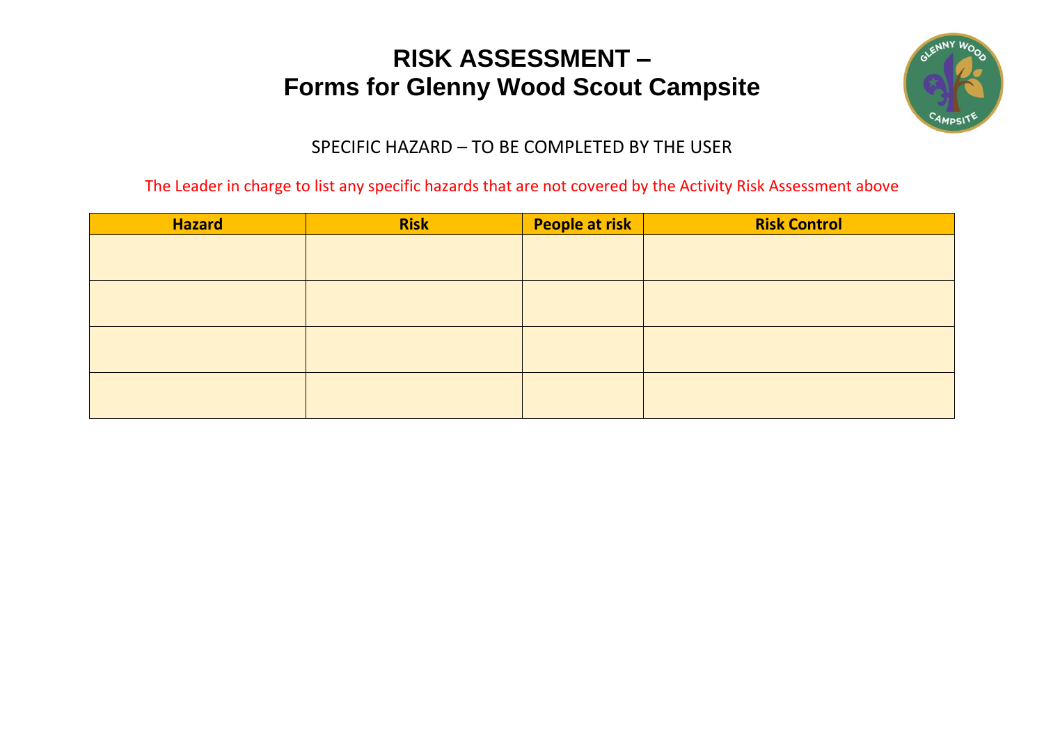# RISK ASSESSMENT –
# Forms for Glenny Wood Scout Campsite

SPECIFIC HAZARD – TO BE COMPLETED BY THE USER

The Leader in charge to list any specific hazards that are not covered by the Activity Risk Assessment above

| Hazard | Risk | People at risk | Risk Control |
|---|---|---|---|
| | | | |
| | | | |
| | | | |
| | | | |